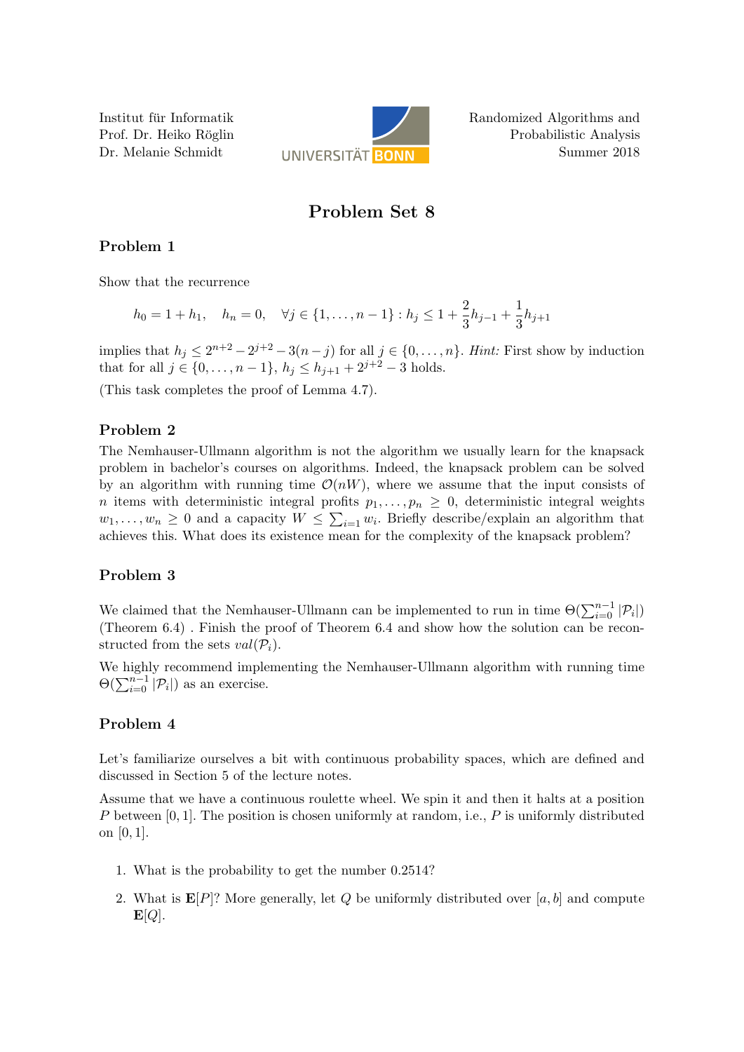Institut für Informatik
Prof. Dr. Heiko Röglin
Dr. Melanie Schmidt

Randomized Algorithms and
Probabilistic Analysis
Summer 2018

# Problem Set 8

## Problem 1

Show that the recurrence

$$h_0 = 1 + h_1, \quad h_n = 0, \quad \forall j \in \{1, \ldots, n-1\} : h_j \leq 1 + \frac{2}{3}h_{j-1} + \frac{1}{3}h_{j+1}$$

implies that $h_j \leq 2^{n+2} - 2^{j+2} - 3(n-j)$ for all $j \in \{0, \ldots, n\}$. *Hint:* First show by induction that for all $j \in \{0, \ldots, n-1\}$, $h_j \leq h_{j+1} + 2^{j+2} - 3$ holds.

(This task completes the proof of Lemma 4.7).

## Problem 2

The Nemhauser-Ullmann algorithm is not the algorithm we usually learn for the knapsack problem in bachelor's courses on algorithms. Indeed, the knapsack problem can be solved by an algorithm with running time $\mathcal{O}(nW)$, where we assume that the input consists of $n$ items with deterministic integral profits $p_1, \ldots, p_n \geq 0$, deterministic integral weights $w_1, \ldots, w_n \geq 0$ and a capacity $W \leq \sum_{i=1} w_i$. Briefly describe/explain an algorithm that achieves this. What does its existence mean for the complexity of the knapsack problem?

## Problem 3

We claimed that the Nemhauser-Ullmann can be implemented to run in time $\Theta(\sum_{i=0}^{n-1} |\mathcal{P}_i|)$ (Theorem 6.4) . Finish the proof of Theorem 6.4 and show how the solution can be reconstructed from the sets $val(\mathcal{P}_i)$.

We highly recommend implementing the Nemhauser-Ullmann algorithm with running time $\Theta(\sum_{i=0}^{n-1} |\mathcal{P}_i|)$ as an exercise.

## Problem 4

Let's familiarize ourselves a bit with continuous probability spaces, which are defined and discussed in Section 5 of the lecture notes.

Assume that we have a continuous roulette wheel. We spin it and then it halts at a position $P$ between $[0, 1]$. The position is chosen uniformly at random, i.e., $P$ is uniformly distributed on $[0, 1]$.

1. What is the probability to get the number 0.2514?
2. What is $\mathbf{E}[P]$? More generally, let $Q$ be uniformly distributed over $[a, b]$ and compute $\mathbf{E}[Q]$.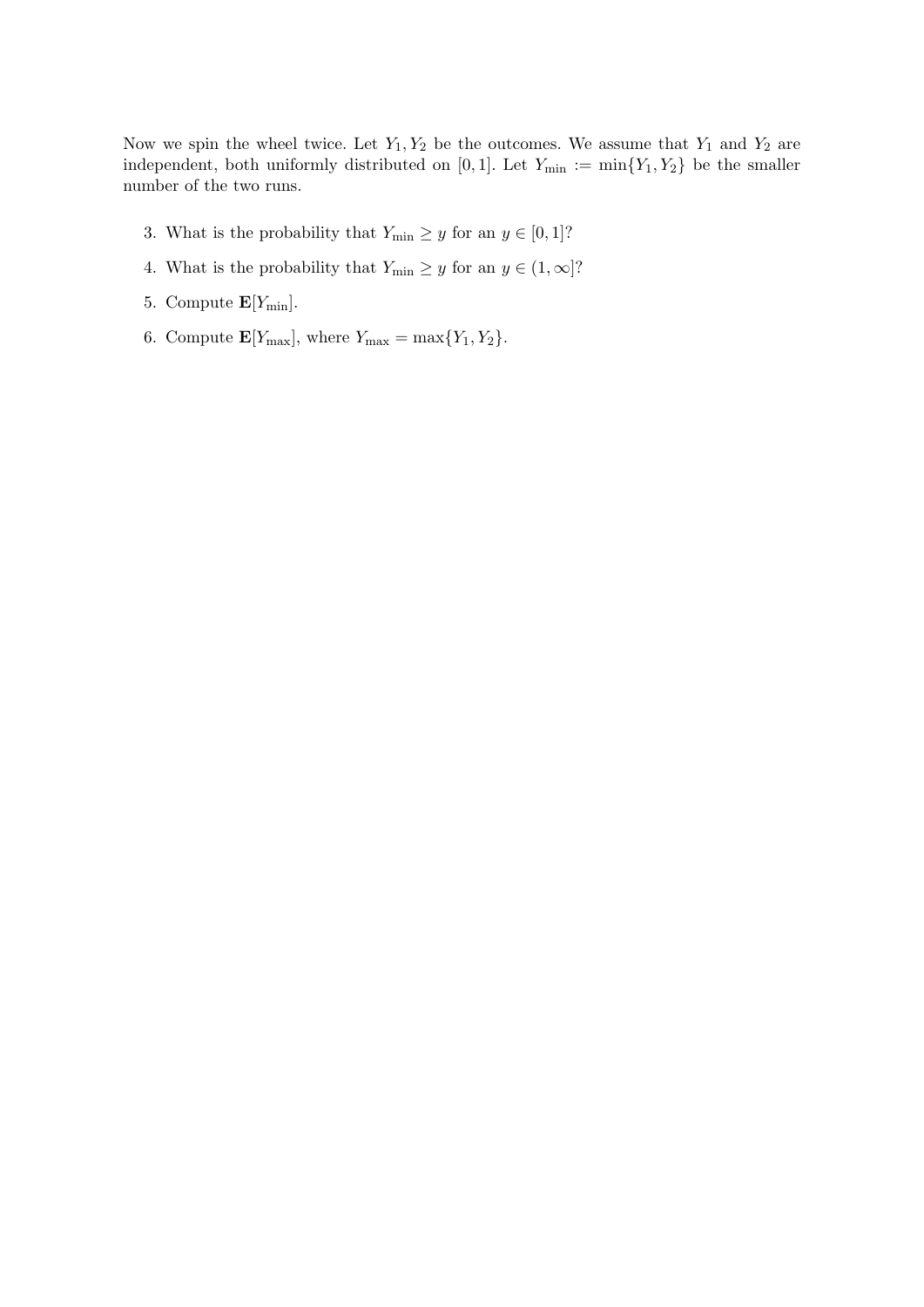Now we spin the wheel twice. Let $Y_1, Y_2$ be the outcomes. We assume that $Y_1$ and $Y_2$ are independent, both uniformly distributed on $[0,1]$. Let $Y_{\min} := \min\{Y_1, Y_2\}$ be the smaller number of the two runs.

3. What is the probability that $Y_{\min} \geq y$ for an $y \in [0,1]$?
4. What is the probability that $Y_{\min} \geq y$ for an $y \in (1, \infty]$?
5. Compute $\mathbf{E}[Y_{\min}]$.
6. Compute $\mathbf{E}[Y_{\max}]$, where $Y_{\max} = \max\{Y_1, Y_2\}$.